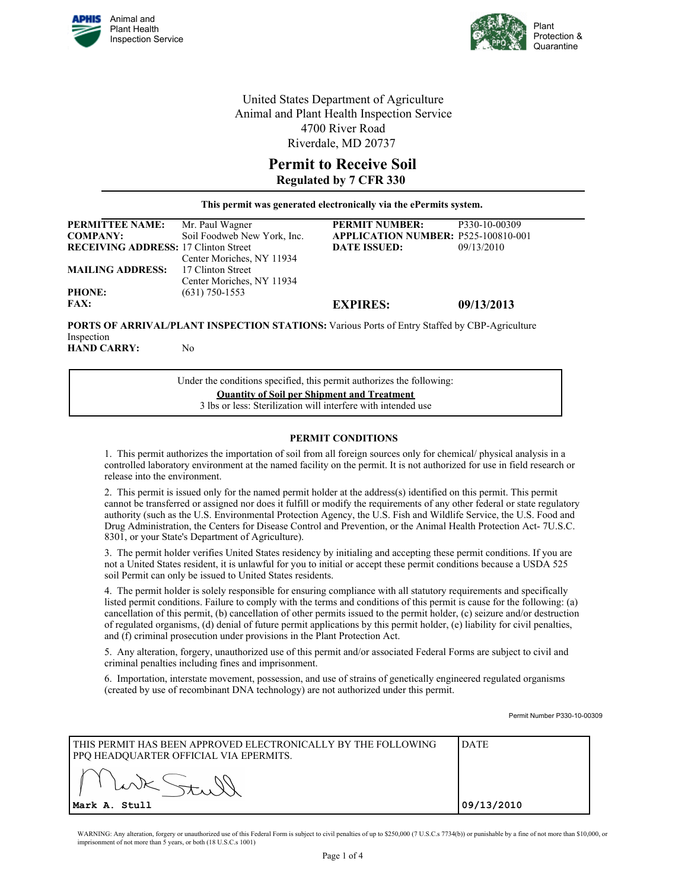Animal and Plant Health Inspection Service

Plant Protection & Quarantine

United States Department of Agriculture
Animal and Plant Health Inspection Service
4700 River Road
Riverdale, MD 20737

# Permit to Receive Soil

## Regulated by 7 CFR 330

**This permit was generated electronically via the ePermits system.**

| | | | |
|---|---|---|---|
| **PERMITTEE NAME:** | Mr. Paul Wagner | **PERMIT NUMBER:** | P330-10-00309 |
| **COMPANY:** | Soil Foodweb New York, Inc. | **APPLICATION NUMBER:** | P525-100810-001 |
| **RECEIVING ADDRESS:** | 17 Clinton Street<br>Center Moriches, NY 11934 | **DATE ISSUED:** | 09/13/2010 |
| **MAILING ADDRESS:** | 17 Clinton Street<br>Center Moriches, NY 11934 | | |
| **PHONE:** | (631) 750-1553 | | |
| **FAX:** | | **EXPIRES:** | **09/13/2013** |

**PORTS OF ARRIVAL/PLANT INSPECTION STATIONS:** Various Ports of Entry Staffed by CBP-Agriculture Inspection

**HAND CARRY:** No

Under the conditions specified, this permit authorizes the following:

**Quantity of Soil per Shipment and Treatment**

3 lbs or less: Sterilization will interfere with intended use

### PERMIT CONDITIONS

1. This permit authorizes the importation of soil from all foreign sources only for chemical/ physical analysis in a controlled laboratory environment at the named facility on the permit. It is not authorized for use in field research or release into the environment.

2. This permit is issued only for the named permit holder at the address(s) identified on this permit. This permit cannot be transferred or assigned nor does it fulfill or modify the requirements of any other federal or state regulatory authority (such as the U.S. Environmental Protection Agency, the U.S. Fish and Wildlife Service, the U.S. Food and Drug Administration, the Centers for Disease Control and Prevention, or the Animal Health Protection Act- 7U.S.C. 8301, or your State's Department of Agriculture).

3. The permit holder verifies United States residency by initialing and accepting these permit conditions. If you are not a United States resident, it is unlawful for you to initial or accept these permit conditions because a USDA 525 soil Permit can only be issued to United States residents.

4. The permit holder is solely responsible for ensuring compliance with all statutory requirements and specifically listed permit conditions. Failure to comply with the terms and conditions of this permit is cause for the following: (a) cancellation of this permit, (b) cancellation of other permits issued to the permit holder, (c) seizure and/or destruction of regulated organisms, (d) denial of future permit applications by this permit holder, (e) liability for civil penalties, and (f) criminal prosecution under provisions in the Plant Protection Act.

5. Any alteration, forgery, unauthorized use of this permit and/or associated Federal Forms are subject to civil and criminal penalties including fines and imprisonment.

6. Importation, interstate movement, possession, and use of strains of genetically engineered regulated organisms (created by use of recombinant DNA technology) are not authorized under this permit.

Permit Number P330-10-00309

| THIS PERMIT HAS BEEN APPROVED ELECTRONICALLY BY THE FOLLOWING PPQ HEADQUARTER OFFICIAL VIA EPERMITS. | DATE |
|---|---|
| Mark A. Stull | 09/13/2010 |

WARNING: Any alteration, forgery or unauthorized use of this Federal Form is subject to civil penalties of up to $250,000 (7 U.S.C.s 7734(b)) or punishable by a fine of not more than $10,000, or imprisonment of not more than 5 years, or both (18 U.S.C.s 1001)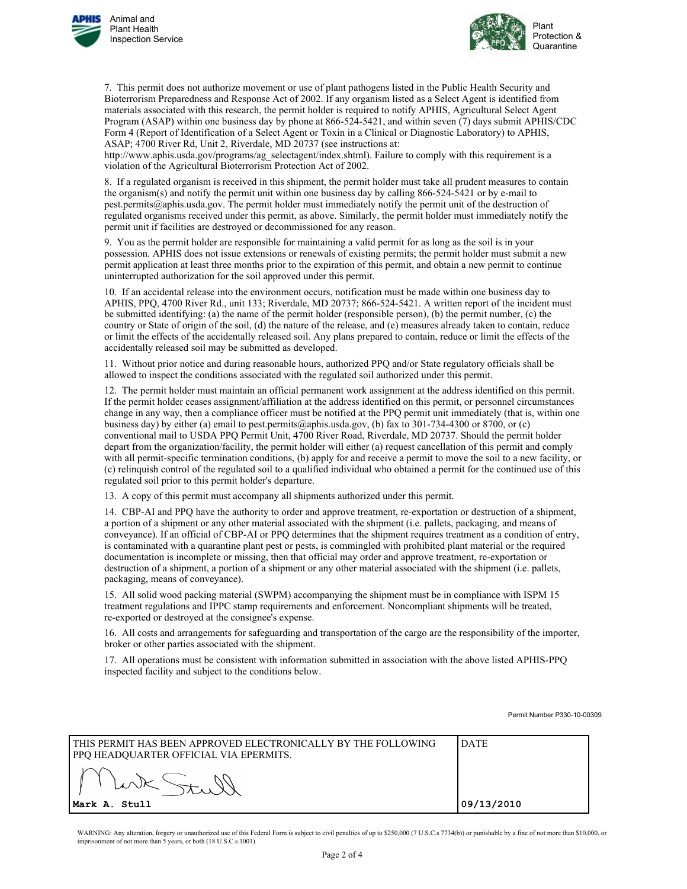7. This permit does not authorize movement or use of plant pathogens listed in the Public Health Security and Bioterrorism Preparedness and Response Act of 2002. If any organism listed as a Select Agent is identified from materials associated with this research, the permit holder is required to notify APHIS, Agricultural Select Agent Program (ASAP) within one business day by phone at 866-524-5421, and within seven (7) days submit APHIS/CDC Form 4 (Report of Identification of a Select Agent or Toxin in a Clinical or Diagnostic Laboratory) to APHIS, ASAP; 4700 River Rd, Unit 2, Riverdale, MD 20737 (see instructions at: http://www.aphis.usda.gov/programs/ag_selectagent/index.shtml). Failure to comply with this requirement is a violation of the Agricultural Bioterrorism Protection Act of 2002.

8. If a regulated organism is received in this shipment, the permit holder must take all prudent measures to contain the organism(s) and notify the permit unit within one business day by calling 866-524-5421 or by e-mail to pest.permits@aphis.usda.gov. The permit holder must immediately notify the permit unit of the destruction of regulated organisms received under this permit, as above. Similarly, the permit holder must immediately notify the permit unit if facilities are destroyed or decommissioned for any reason.

9. You as the permit holder are responsible for maintaining a valid permit for as long as the soil is in your possession. APHIS does not issue extensions or renewals of existing permits; the permit holder must submit a new permit application at least three months prior to the expiration of this permit, and obtain a new permit to continue uninterrupted authorization for the soil approved under this permit.

10. If an accidental release into the environment occurs, notification must be made within one business day to APHIS, PPQ, 4700 River Rd., unit 133; Riverdale, MD 20737; 866-524-5421. A written report of the incident must be submitted identifying: (a) the name of the permit holder (responsible person), (b) the permit number, (c) the country or State of origin of the soil, (d) the nature of the release, and (e) measures already taken to contain, reduce or limit the effects of the accidentally released soil. Any plans prepared to contain, reduce or limit the effects of the accidentally released soil may be submitted as developed.

11. Without prior notice and during reasonable hours, authorized PPQ and/or State regulatory officials shall be allowed to inspect the conditions associated with the regulated soil authorized under this permit.

12. The permit holder must maintain an official permanent work assignment at the address identified on this permit. If the permit holder ceases assignment/affiliation at the address identified on this permit, or personnel circumstances change in any way, then a compliance officer must be notified at the PPQ permit unit immediately (that is, within one business day) by either (a) email to pest.permits@aphis.usda.gov, (b) fax to 301-734-4300 or 8700, or (c) conventional mail to USDA PPQ Permit Unit, 4700 River Road, Riverdale, MD 20737. Should the permit holder depart from the organization/facility, the permit holder will either (a) request cancellation of this permit and comply with all permit-specific termination conditions, (b) apply for and receive a permit to move the soil to a new facility, or (c) relinquish control of the regulated soil to a qualified individual who obtained a permit for the continued use of this regulated soil prior to this permit holder's departure.

13. A copy of this permit must accompany all shipments authorized under this permit.

14. CBP-AI and PPQ have the authority to order and approve treatment, re-exportation or destruction of a shipment, a portion of a shipment or any other material associated with the shipment (i.e. pallets, packaging, and means of conveyance). If an official of CBP-AI or PPQ determines that the shipment requires treatment as a condition of entry, is contaminated with a quarantine plant pest or pests, is commingled with prohibited plant material or the required documentation is incomplete or missing, then that official may order and approve treatment, re-exportation or destruction of a shipment, a portion of a shipment or any other material associated with the shipment (i.e. pallets, packaging, means of conveyance).

15. All solid wood packing material (SWPM) accompanying the shipment must be in compliance with ISPM 15 treatment regulations and IPPC stamp requirements and enforcement. Noncompliant shipments will be treated, re-exported or destroyed at the consignee's expense.

16. All costs and arrangements for safeguarding and transportation of the cargo are the responsibility of the importer, broker or other parties associated with the shipment.

17. All operations must be consistent with information submitted in association with the above listed APHIS-PPQ inspected facility and subject to the conditions below.

Permit Number P330-10-00309

| THIS PERMIT HAS BEEN APPROVED ELECTRONICALLY BY THE FOLLOWING PPQ HEADQUARTER OFFICIAL VIA EPERMITS. | DATE |
|---|---|
| **Mark A. Stull** | **09/13/2010** |

WARNING: Any alteration, forgery or unauthorized use of this Federal Form is subject to civil penalties of up to $250,000 (7 U.S.C.s 7734(b)) or punishable by a fine of not more than $10,000, or imprisonment of not more than 5 years, or both (18 U.S.C.s 1001)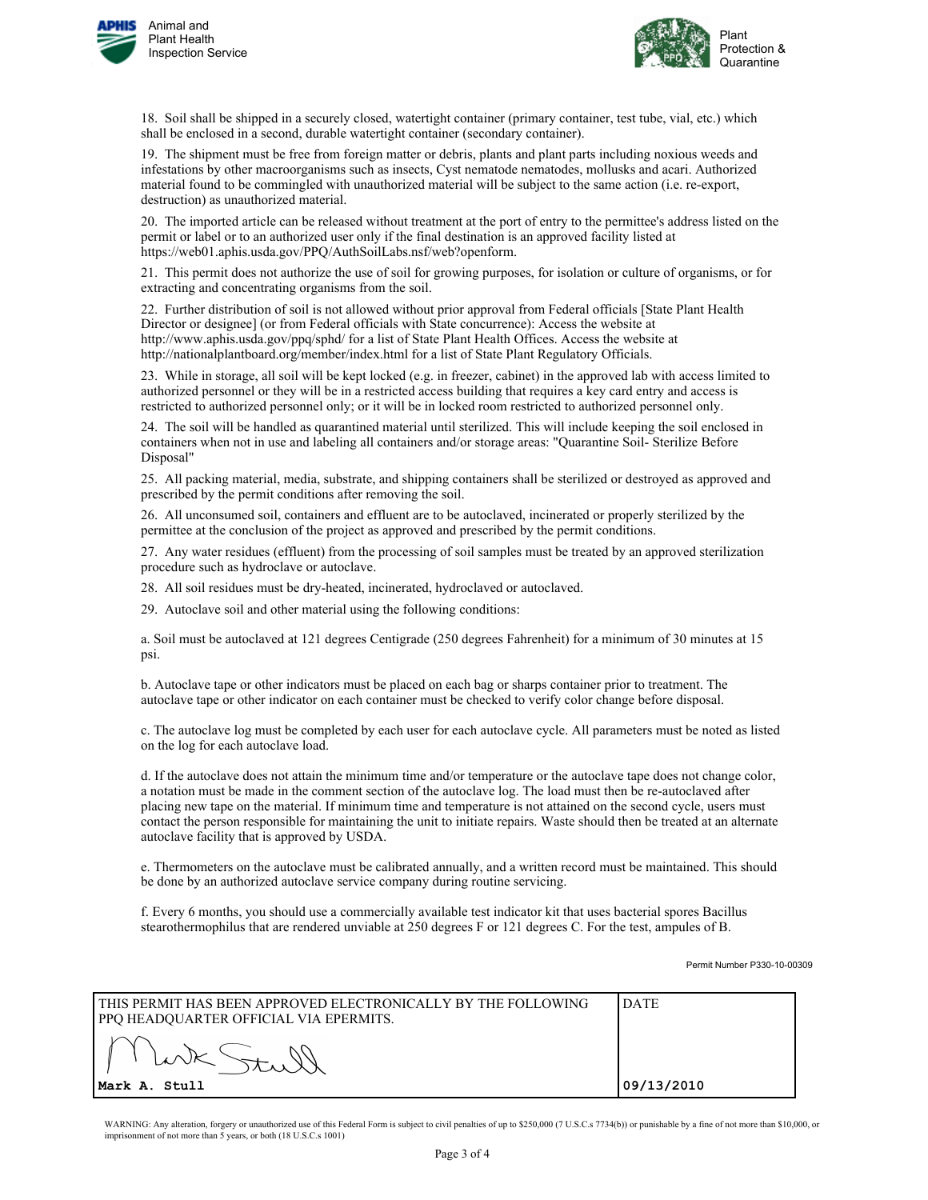18. Soil shall be shipped in a securely closed, watertight container (primary container, test tube, vial, etc.) which shall be enclosed in a second, durable watertight container (secondary container).

19. The shipment must be free from foreign matter or debris, plants and plant parts including noxious weeds and infestations by other macroorganisms such as insects, Cyst nematode nematodes, mollusks and acari. Authorized material found to be commingled with unauthorized material will be subject to the same action (i.e. re-export, destruction) as unauthorized material.

20. The imported article can be released without treatment at the port of entry to the permittee's address listed on the permit or label or to an authorized user only if the final destination is an approved facility listed at https://web01.aphis.usda.gov/PPQ/AuthSoilLabs.nsf/web?openform.

21. This permit does not authorize the use of soil for growing purposes, for isolation or culture of organisms, or for extracting and concentrating organisms from the soil.

22. Further distribution of soil is not allowed without prior approval from Federal officials [State Plant Health Director or designee] (or from Federal officials with State concurrence): Access the website at http://www.aphis.usda.gov/ppq/sphd/ for a list of State Plant Health Offices. Access the website at http://nationalplantboard.org/member/index.html for a list of State Plant Regulatory Officials.

23. While in storage, all soil will be kept locked (e.g. in freezer, cabinet) in the approved lab with access limited to authorized personnel or they will be in a restricted access building that requires a key card entry and access is restricted to authorized personnel only; or it will be in locked room restricted to authorized personnel only.

24. The soil will be handled as quarantined material until sterilized. This will include keeping the soil enclosed in containers when not in use and labeling all containers and/or storage areas: "Quarantine Soil- Sterilize Before Disposal"

25. All packing material, media, substrate, and shipping containers shall be sterilized or destroyed as approved and prescribed by the permit conditions after removing the soil.

26. All unconsumed soil, containers and effluent are to be autoclaved, incinerated or properly sterilized by the permittee at the conclusion of the project as approved and prescribed by the permit conditions.

27. Any water residues (effluent) from the processing of soil samples must be treated by an approved sterilization procedure such as hydroclave or autoclave.

28. All soil residues must be dry-heated, incinerated, hydroclaved or autoclaved.

29. Autoclave soil and other material using the following conditions:

a. Soil must be autoclaved at 121 degrees Centigrade (250 degrees Fahrenheit) for a minimum of 30 minutes at 15 psi.

b. Autoclave tape or other indicators must be placed on each bag or sharps container prior to treatment. The autoclave tape or other indicator on each container must be checked to verify color change before disposal.

c. The autoclave log must be completed by each user for each autoclave cycle. All parameters must be noted as listed on the log for each autoclave load.

d. If the autoclave does not attain the minimum time and/or temperature or the autoclave tape does not change color, a notation must be made in the comment section of the autoclave log. The load must then be re-autoclaved after placing new tape on the material. If minimum time and temperature is not attained on the second cycle, users must contact the person responsible for maintaining the unit to initiate repairs. Waste should then be treated at an alternate autoclave facility that is approved by USDA.

e. Thermometers on the autoclave must be calibrated annually, and a written record must be maintained. This should be done by an authorized autoclave service company during routine servicing.

f. Every 6 months, you should use a commercially available test indicator kit that uses bacterial spores Bacillus stearothermophilus that are rendered unviable at 250 degrees F or 121 degrees C. For the test, ampules of B.

Permit Number P330-10-00309

| THIS PERMIT HAS BEEN APPROVED ELECTRONICALLY BY THE FOLLOWING PPQ HEADQUARTER OFFICIAL VIA EPERMITS. | DATE |
|---|---|
| Mark A. Stull | 09/13/2010 |

WARNING: Any alteration, forgery or unauthorized use of this Federal Form is subject to civil penalties of up to $250,000 (7 U.S.C.s 7734(b)) or punishable by a fine of not more than $10,000, or imprisonment of not more than 5 years, or both (18 U.S.C.s 1001)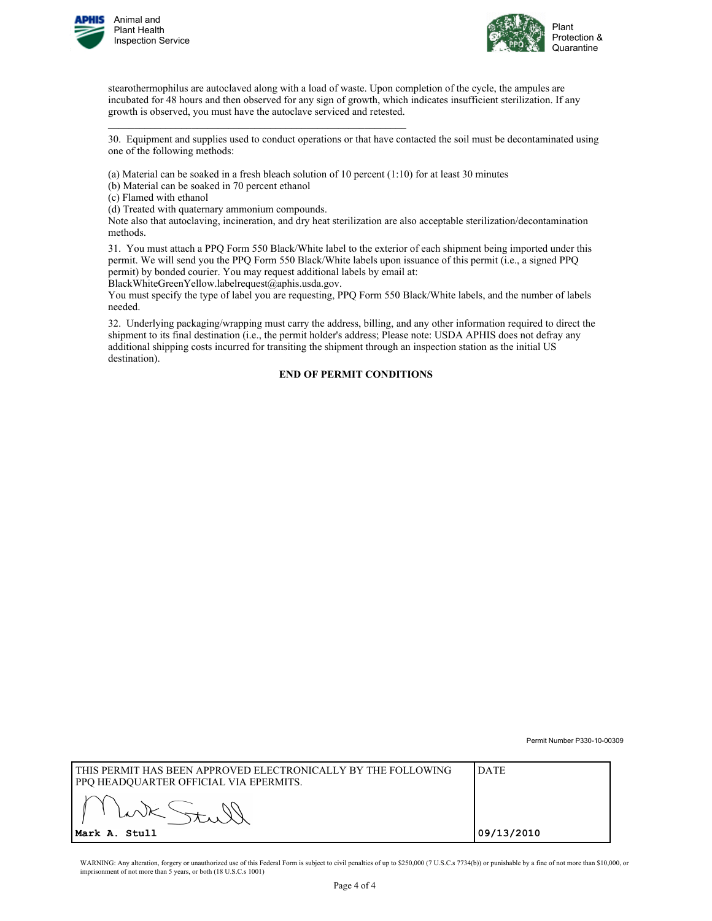stearothermophilus are autoclaved along with a load of waste. Upon completion of the cycle, the ampules are incubated for 48 hours and then observed for any sign of growth, which indicates insufficient sterilization. If any growth is observed, you must have the autoclave serviced and retested.

---

30. Equipment and supplies used to conduct operations or that have contacted the soil must be decontaminated using one of the following methods:

(a) Material can be soaked in a fresh bleach solution of 10 percent (1:10) for at least 30 minutes
(b) Material can be soaked in 70 percent ethanol
(c) Flamed with ethanol
(d) Treated with quaternary ammonium compounds.
Note also that autoclaving, incineration, and dry heat sterilization are also acceptable sterilization/decontamination methods.

31. You must attach a PPQ Form 550 Black/White label to the exterior of each shipment being imported under this permit. We will send you the PPQ Form 550 Black/White labels upon issuance of this permit (i.e., a signed PPQ permit) by bonded courier. You may request additional labels by email at:
BlackWhiteGreenYellow.labelrequest@aphis.usda.gov.
You must specify the type of label you are requesting, PPQ Form 550 Black/White labels, and the number of labels needed.

32. Underlying packaging/wrapping must carry the address, billing, and any other information required to direct the shipment to its final destination (i.e., the permit holder's address; Please note: USDA APHIS does not defray any additional shipping costs incurred for transiting the shipment through an inspection station as the initial US destination).

**END OF PERMIT CONDITIONS**

Permit Number P330-10-00309

| THIS PERMIT HAS BEEN APPROVED ELECTRONICALLY BY THE FOLLOWING PPQ HEADQUARTER OFFICIAL VIA EPERMITS. | DATE |
|---|---|
| Mark A. Stull | 09/13/2010 |

WARNING: Any alteration, forgery or unauthorized use of this Federal Form is subject to civil penalties of up to $250,000 (7 U.S.C.s 7734(b)) or punishable by a fine of not more than $10,000, or imprisonment of not more than 5 years, or both (18 U.S.C.s 1001)